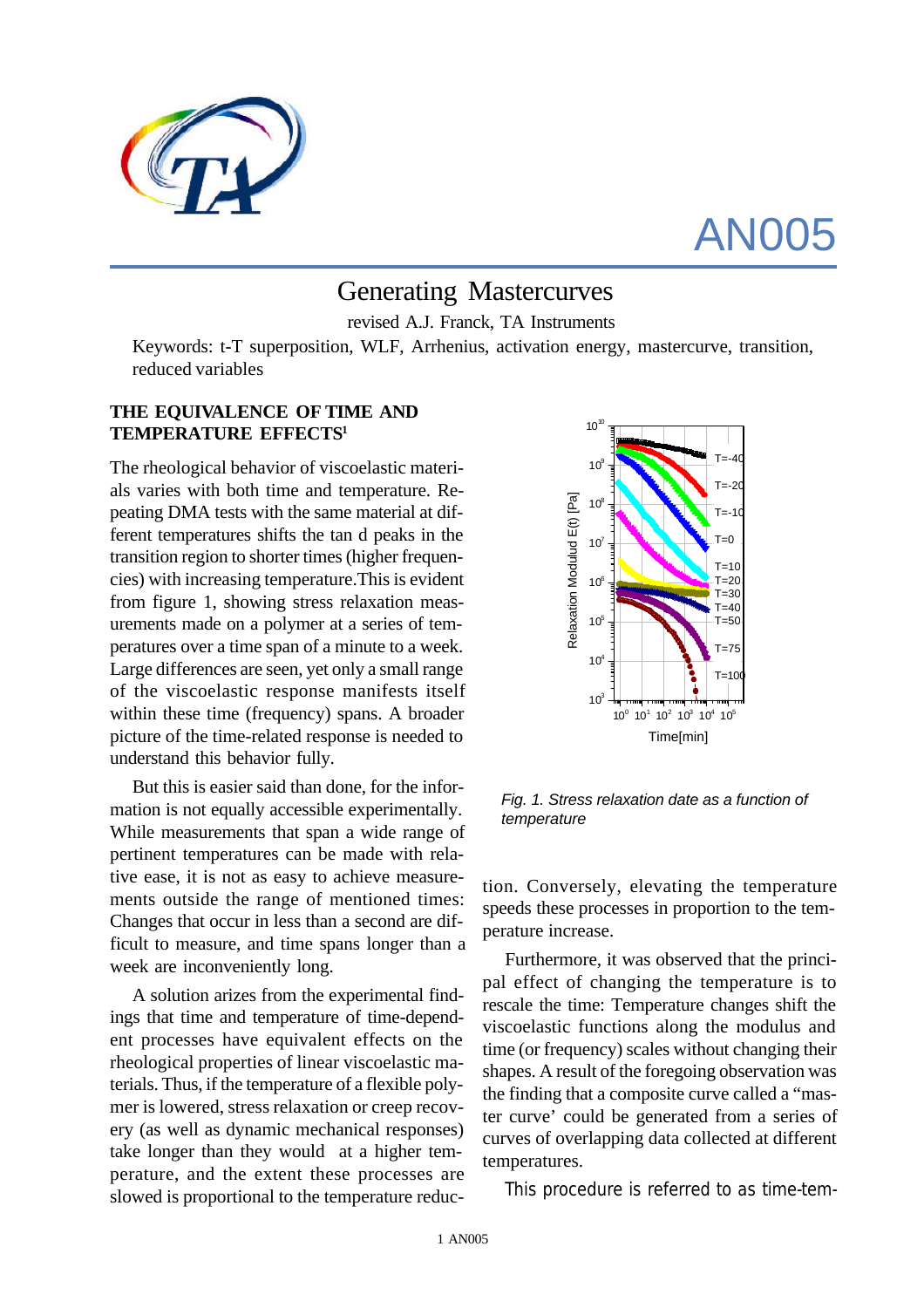# AN005

# Generating Mastercurves

revised A.J. Franck, TA Instruments

Keywords: t-T superposition, WLF, Arrhenius, activation energy, mastercurve, transition, reduced variables

## THE EQUIVALENCE OF TIME AND TEMPERATURE EFFECTS[1]

The rheological behavior of viscoelastic materials varies with both time and temperature. Repeating DMA tests with the same material at different temperatures shifts the tan d peaks in the transition region to shorter times (higher frequencies) with increasing temperature. This is evident from figure 1, showing stress relaxation measurements made on a polymer at a series of temperatures over a time span of a minute to a week. Large differences are seen, yet only a small range of the viscoelastic response manifests itself within these time (frequency) spans. A broader picture of the time-related response is needed to understand this behavior fully.

But this is easier said than done, for the information is not equally accessible experimentally. While measurements that span a wide range of pertinent temperatures can be made with relative ease, it is not as easy to achieve measurements outside the range of mentioned times: Changes that occur in less than a second are difficult to measure, and time spans longer than a week are inconveniently long.

A solution arizes from the experimental findings that time and temperature of time-dependent processes have equivalent effects on the rheological properties of linear viscoelastic materials. Thus, if the temperature of a flexible polymer is lowered, stress relaxation or creep recovery (as well as dynamic mechanical responses) take longer than they would at a higher temperature, and the extent these processes are slowed is proportional to the temperature reduction. Conversely, elevating the temperature speeds these processes in proportion to the temperature increase.

*Fig. 1. Stress relaxation date as a function of temperature*

Furthermore, it was observed that the principal effect of changing the temperature is to rescale the time: Temperature changes shift the viscoelastic functions along the modulus and time (or frequency) scales without changing their shapes. A result of the foregoing observation was the finding that a composite curve called a “master curve’ could be generated from a series of curves of overlapping data collected at different temperatures.

This procedure is referred to as time-tem-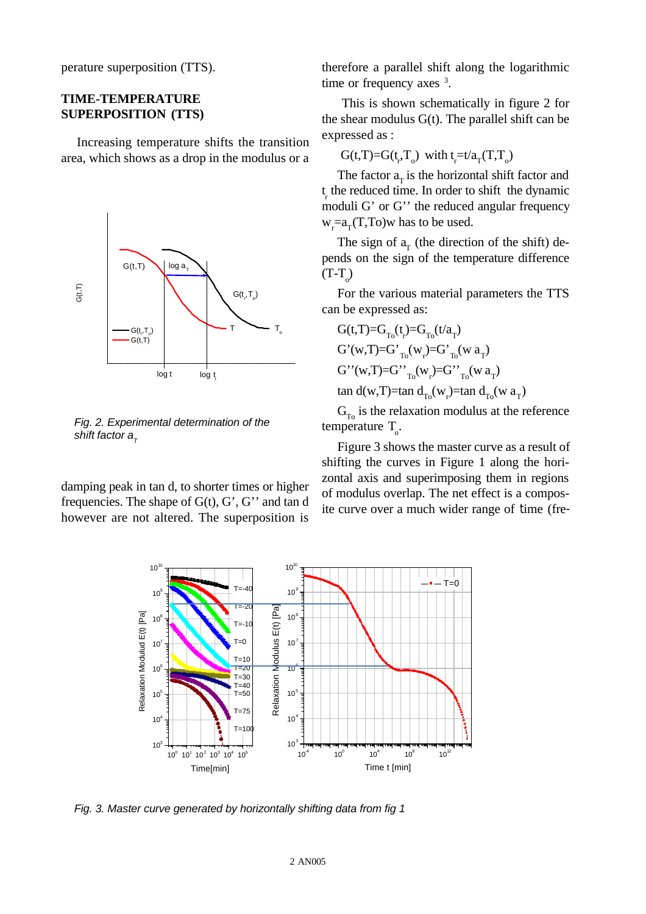perature superposition (TTS).

## TIME-TEMPERATURE SUPERPOSITION (TTS)

Increasing temperature shifts the transition area, which shows as a drop in the modulus or a damping peak in tan d, to shorter times or higher frequencies. The shape of G(t), G', G'' and tan d however are not altered. The superposition is therefore a parallel shift along the logarithmic time or frequency axes [3].

*Fig. 2. Experimental determination of the shift factor $a_T$*

This is shown schematically in figure 2 for the shear modulus G(t). The parallel shift can be expressed as :

$$G(t,T)=G(t_r,T_o) \text{ with } t_r=t/a_T(T,T_o)$$

The factor $a_T$ is the horizontal shift factor and $t_r$ the reduced time. In order to shift the dynamic moduli G' or G'' the reduced angular frequency $w_r=a_T(T,To)w$ has to be used.

The sign of $a_T$ (the direction of the shift) depends on the sign of the temperature difference $(T-T_o)$

For the various material parameters the TTS can be expressed as:

$$G(t,T)=G_{To}(t_r)=G_{To}(t/a_T)$$

$$G'(w,T)=G'_{To}(w_r)=G'_{To}(w\,a_T)$$

$$G''(w,T)=G''_{To}(w_r)=G''_{To}(w\,a_T)$$

$$\tan d(w,T)=\tan d_{To}(w_r)=\tan d_{To}(w\,a_T)$$

$G_{To}$ is the relaxation modulus at the reference temperature $T_o$.

Figure 3 shows the master curve as a result of shifting the curves in Figure 1 along the horizontal axis and superimposing them in regions of modulus overlap. The net effect is a composite curve over a much wider range of time (fre-

*Fig. 3. Master curve generated by horizontally shifting data from fig 1*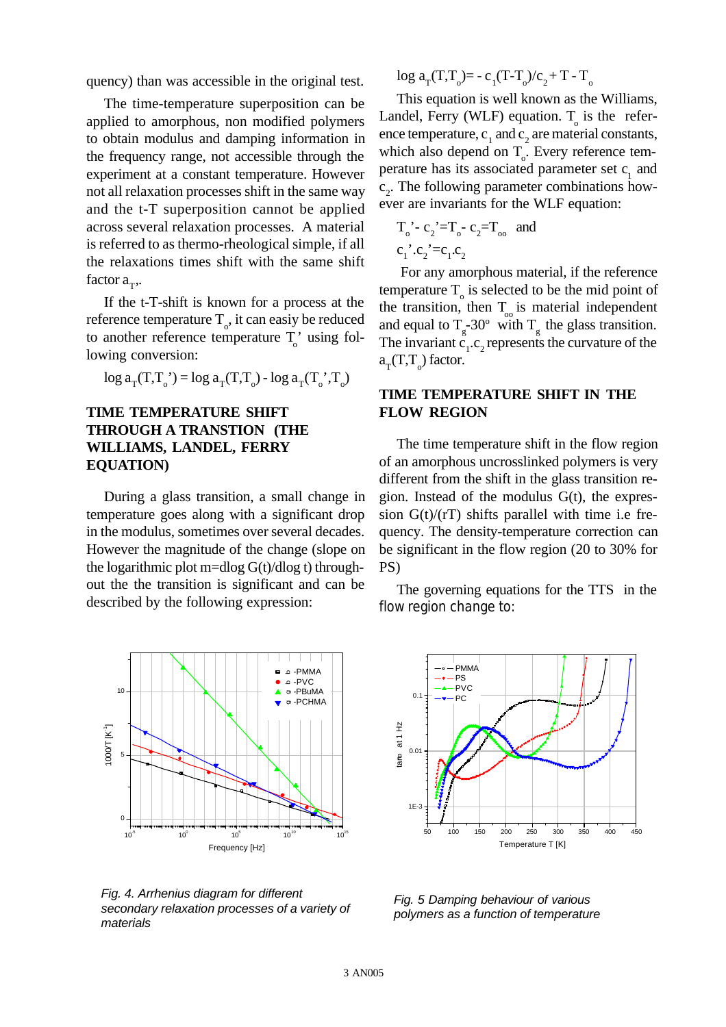quency) than was accessible in the original test.

The time-temperature superposition can be applied to amorphous, non modified polymers to obtain modulus and damping information in the frequency range, not accessible through the experiment at a constant temperature. However not all relaxation processes shift in the same way and the t-T superposition cannot be applied across several relaxation processes. A material is referred to as thermo-rheological simple, if all the relaxations times shift with the same shift factor $a_T$.

If the t-T-shift is known for a process at the reference temperature $T_o$, it can easiy be reduced to another reference temperature $T_o$' using following conversion:

$$\log a_T(T,T_o') = \log a_T(T,T_o) - \log a_T(T_o',T_o)$$

## TIME TEMPERATURE SHIFT THROUGH A TRANSTION (THE WILLIAMS, LANDEL, FERRY EQUATION)

During a glass transition, a small change in temperature goes along with a significant drop in the modulus, sometimes over several decades. However the magnitude of the change (slope on the logarithmic plot m=dlog G(t)/dlog t) throughout the the transition is significant and can be described by the following expression:

$$\log a_T(T,T_o) = - c_1(T-T_o)/c_2 + T - T_o$$

This equation is well known as the Williams, Landel, Ferry (WLF) equation. $T_o$ is the reference temperature, $c_1$ and $c_2$ are material constants, which also depend on $T_o$. Every reference temperature has its associated parameter set $c_1$ and $c_2$. The following parameter combinations however are invariants for the WLF equation:

$$T_o' - c_2' = T_o - c_2 = T_{oo} \quad \text{and}$$
$$c_1'.c_2' = c_1.c_2$$

For any amorphous material, if the reference temperature $T_o$ is selected to be the mid point of the transition, then $T_{oo}$ is material independent and equal to $T_g$-30° with $T_g$ the glass transition. The invariant $c_1.c_2$ represents the curvature of the $a_T(T,T_o)$ factor.

## TIME TEMPERATURE SHIFT IN THE FLOW REGION

The time temperature shift in the flow region of an amorphous uncrosslinked polymers is very different from the shift in the glass transition region. Instead of the modulus G(t), the expression G(t)/(rT) shifts parallel with time i.e frequency. The density-temperature correction can be significant in the flow region (20 to 30% for PS)

The governing equations for the TTS in the flow region change to:

*Fig. 4. Arrhenius diagram for different secondary relaxation processes of a variety of materials*

*Fig. 5 Damping behaviour of various polymers as a function of temperature*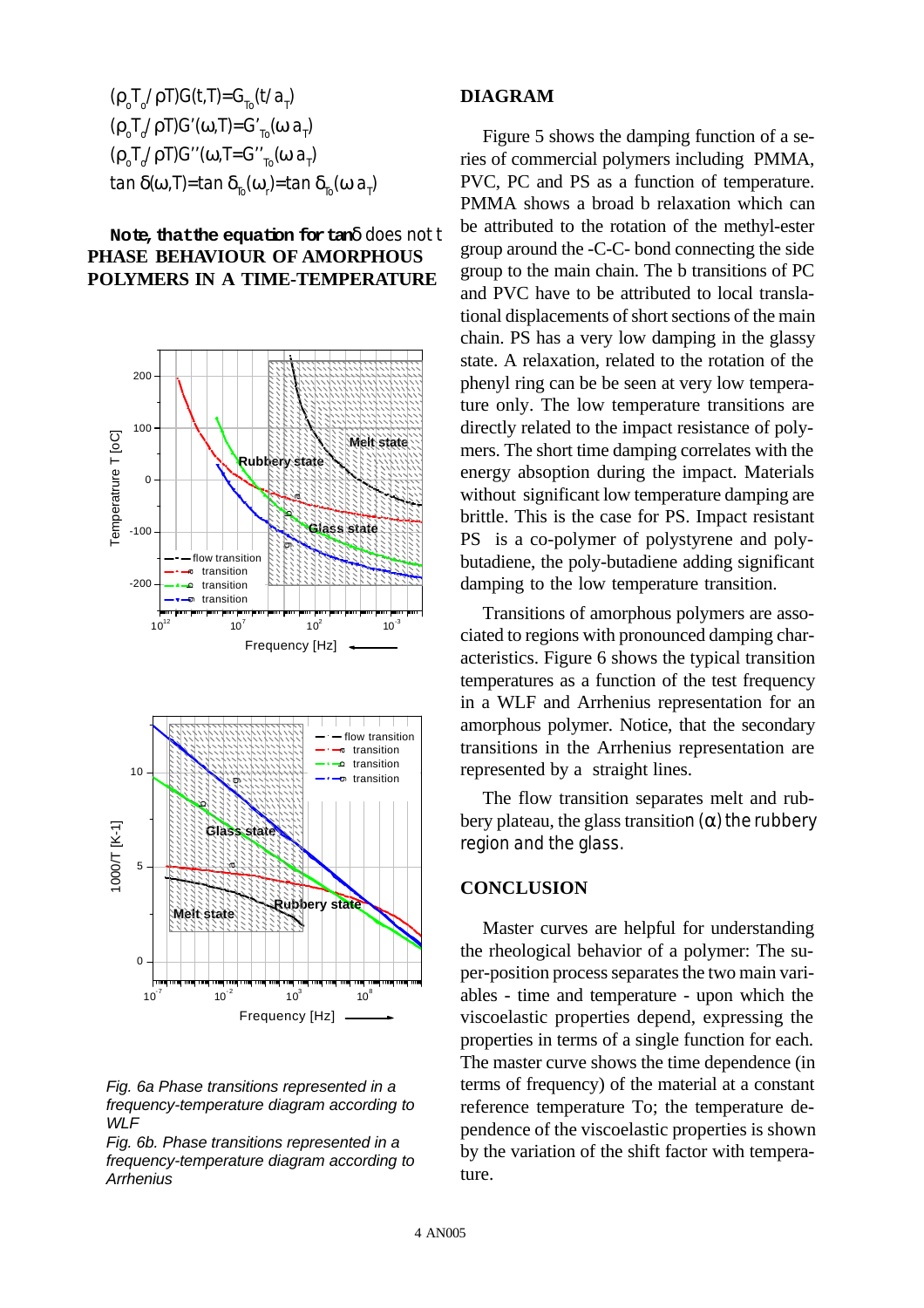$$(\rho_o T_o / \rho T) G(t,T) = G_{To}(t/a_T)$$
$$(\rho_o T_o / \rho T) G'(\omega,T) = G'_{To}(\omega a_T)$$
$$(\rho_o T_o / \rho T) G''(\omega,T) = G''_{To}(\omega a_T)$$
$$\tan \delta(\omega,T) = \tan \delta_{To}(\omega_r) = \tan \delta_{To}(\omega a_T)$$

**Note, that the equation for tan** δ does not t

**PHASE BEHAVIOUR OF AMORPHOUS POLYMERS IN A TIME-TEMPERATURE**

*Fig. 6a Phase transitions represented in a frequency-temperature diagram according to WLF*

*Fig. 6b. Phase transitions represented in a frequency-temperature diagram according to Arrhenius*

**DIAGRAM**

Figure 5 shows the damping function of a series of commercial polymers including PMMA, PVC, PC and PS as a function of temperature. PMMA shows a broad b relaxation which can be attributed to the rotation of the methyl-ester group around the -C-C- bond connecting the side group to the main chain. The b transitions of PC and PVC have to be attributed to local translational displacements of short sections of the main chain. PS has a very low damping in the glassy state. A relaxation, related to the rotation of the phenyl ring can be be seen at very low temperature only. The low temperature transitions are directly related to the impact resistance of polymers. The short time damping correlates with the energy absoption during the impact. Materials without significant low temperature damping are brittle. This is the case for PS. Impact resistant PS is a co-polymer of polystyrene and poly-butadiene, the poly-butadiene adding significant damping to the low temperature transition.

Transitions of amorphous polymers are associated to regions with pronounced damping characteristics. Figure 6 shows the typical transition temperatures as a function of the test frequency in a WLF and Arrhenius representation for an amorphous polymer. Notice, that the secondary transitions in the Arrhenius representation are represented by a straight lines.

The flow transition separates melt and rubbery plateau, the glass transition (α) the rubbery region and the glass.

**CONCLUSION**

Master curves are helpful for understanding the rheological behavior of a polymer: The super-position process separates the two main variables - time and temperature - upon which the viscoelastic properties depend, expressing the properties in terms of a single function for each. The master curve shows the time dependence (in terms of frequency) of the material at a constant reference temperature To; the temperature dependence of the viscoelastic properties is shown by the variation of the shift factor with temperature.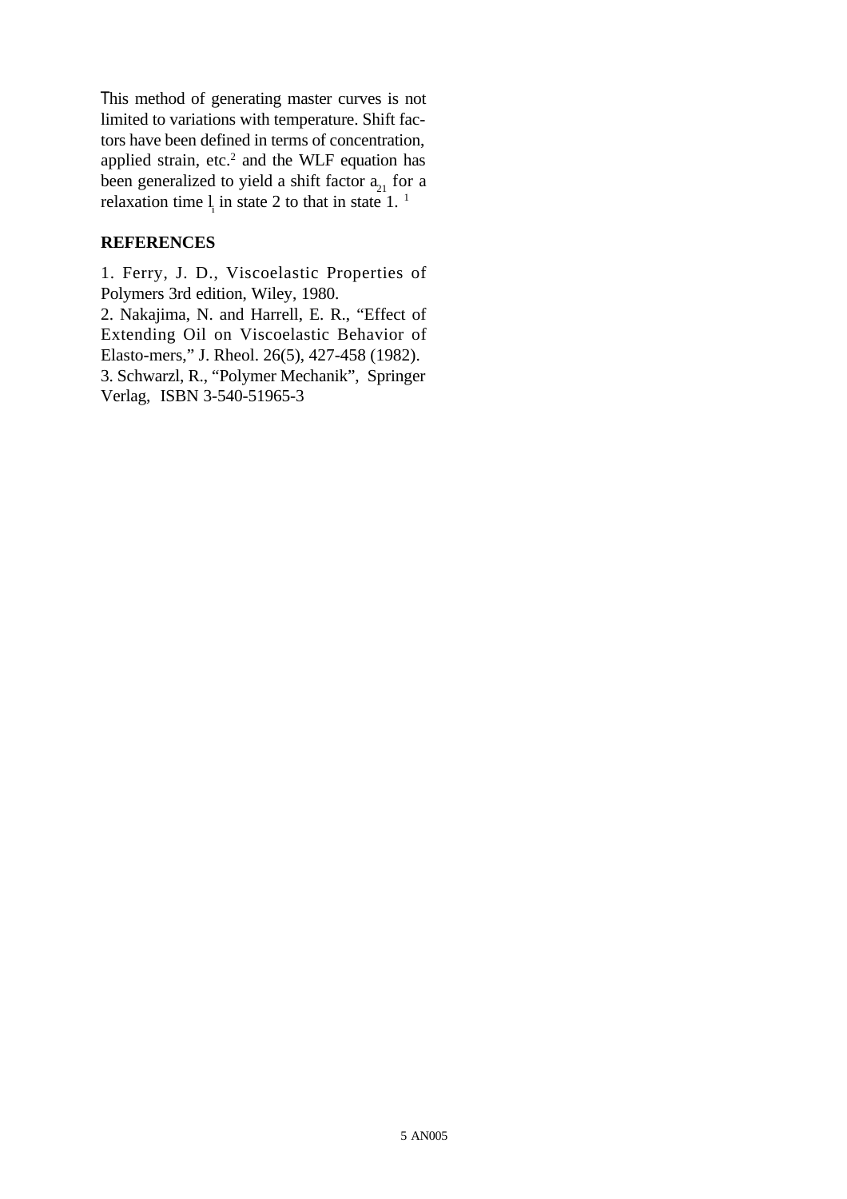This method of generating master curves is not limited to variations with temperature. Shift factors have been defined in terms of concentration, applied strain, etc.[2] and the WLF equation has been generalized to yield a shift factor $a_{21}$ for a relaxation time $l_i$ in state 2 to that in state 1. [1]

**REFERENCES**

1. Ferry, J. D., Viscoelastic Properties of Polymers 3rd edition, Wiley, 1980.
2. Nakajima, N. and Harrell, E. R., "Effect of Extending Oil on Viscoelastic Behavior of Elasto-mers," J. Rheol. 26(5), 427-458 (1982).
3. Schwarzl, R., "Polymer Mechanik", Springer Verlag, ISBN 3-540-51965-3